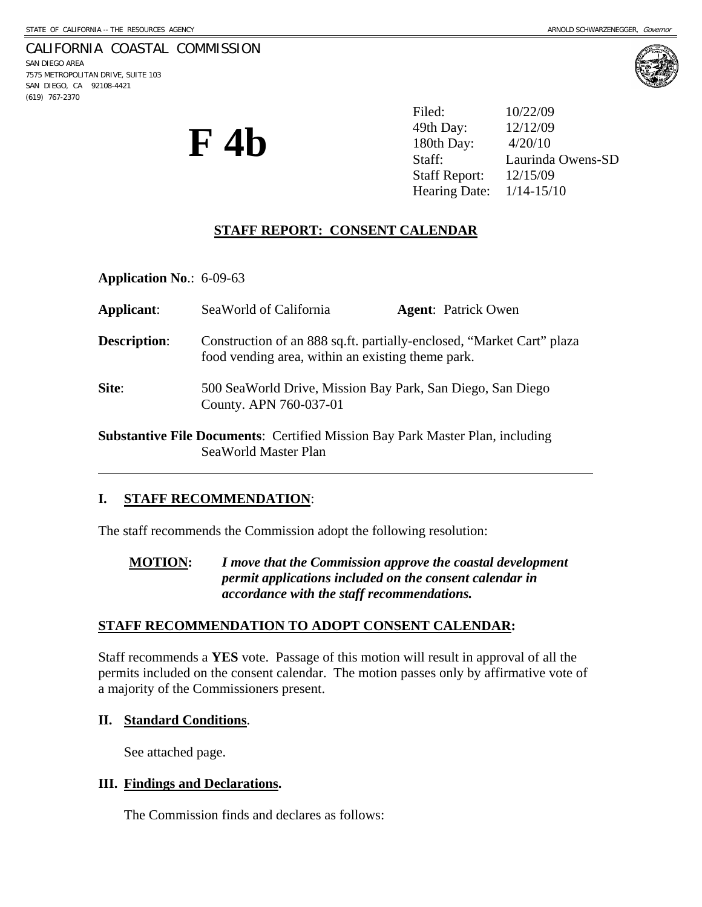STATE OF CALIFORNIA -- THE RESOURCES AGENCY ARNOLD SCHWARZENEGGER, *Governor*

CALIFORNIA COASTAL COMMISSION
SAN DIEGO AREA
7575 METROPOLITAN DRIVE, SUITE 103
SAN DIEGO, CA 92108-4421
(619) 767-2370

# F 4b

| | |
|---|---|
| Filed: | 10/22/09 |
| 49th Day: | 12/12/09 |
| 180th Day: | 4/20/10 |
| Staff: | Laurinda Owens-SD |
| Staff Report: | 12/15/09 |
| Hearing Date: | 1/14-15/10 |

## STAFF REPORT: CONSENT CALENDAR

**Application No**.: 6-09-63

**Applicant**: SeaWorld of California **Agent**: Patrick Owen

**Description**: Construction of an 888 sq.ft. partially-enclosed, "Market Cart" plaza food vending area, within an existing theme park.

**Site**: 500 SeaWorld Drive, Mission Bay Park, San Diego, San Diego County. APN 760-037-01

**Substantive File Documents**: Certified Mission Bay Park Master Plan, including SeaWorld Master Plan

---

### I. STAFF RECOMMENDATION:

The staff recommends the Commission adopt the following resolution:

**MOTION:** ***I move that the Commission approve the coastal development permit applications included on the consent calendar in accordance with the staff recommendations.***

**STAFF RECOMMENDATION TO ADOPT CONSENT CALENDAR:**

Staff recommends a **YES** vote. Passage of this motion will result in approval of all the permits included on the consent calendar. The motion passes only by affirmative vote of a majority of the Commissioners present.

### II. Standard Conditions.

See attached page.

### III. Findings and Declarations.

The Commission finds and declares as follows: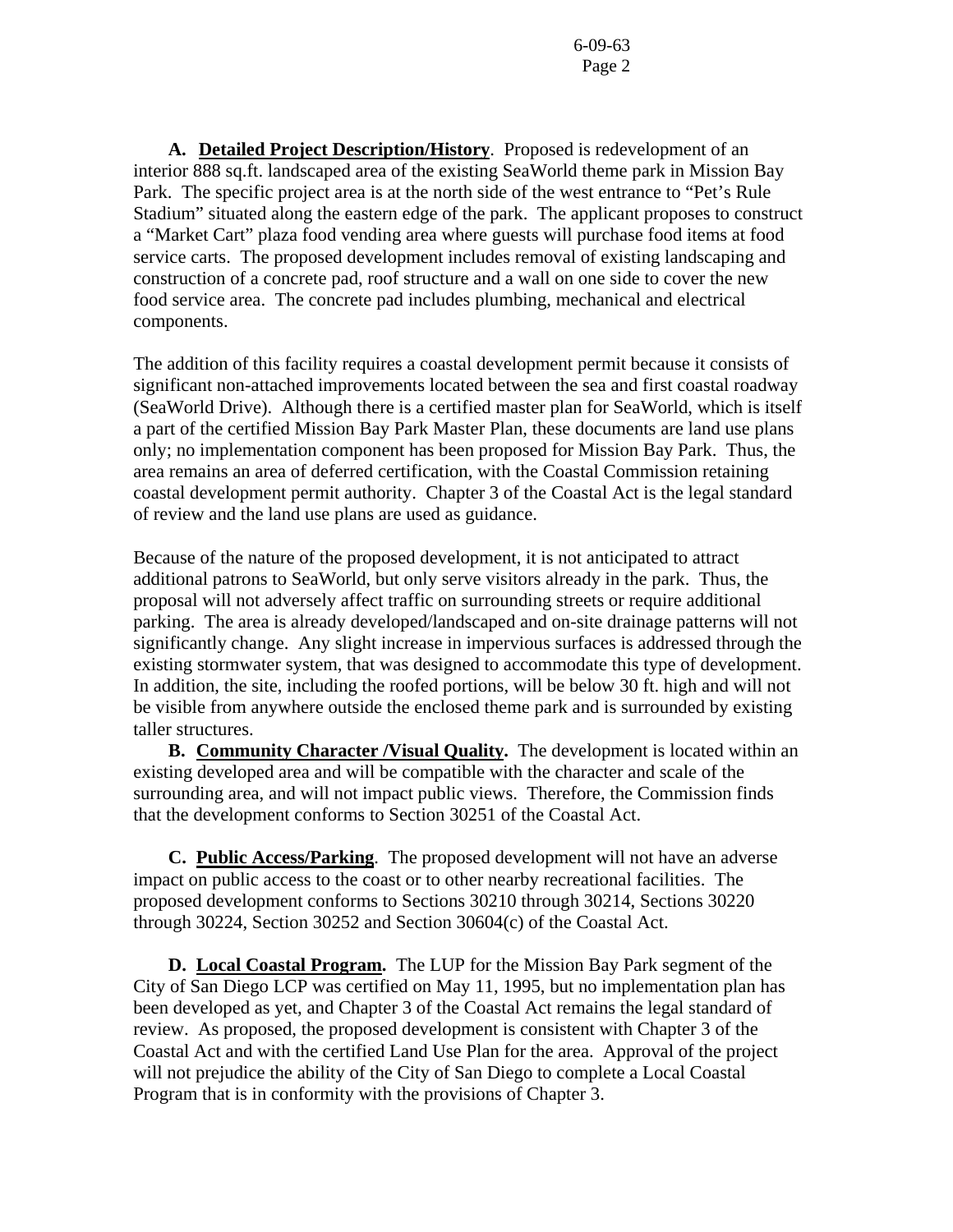**A. Detailed Project Description/History**. Proposed is redevelopment of an interior 888 sq.ft. landscaped area of the existing SeaWorld theme park in Mission Bay Park. The specific project area is at the north side of the west entrance to "Pet's Rule Stadium" situated along the eastern edge of the park. The applicant proposes to construct a "Market Cart" plaza food vending area where guests will purchase food items at food service carts. The proposed development includes removal of existing landscaping and construction of a concrete pad, roof structure and a wall on one side to cover the new food service area. The concrete pad includes plumbing, mechanical and electrical components.

The addition of this facility requires a coastal development permit because it consists of significant non-attached improvements located between the sea and first coastal roadway (SeaWorld Drive). Although there is a certified master plan for SeaWorld, which is itself a part of the certified Mission Bay Park Master Plan, these documents are land use plans only; no implementation component has been proposed for Mission Bay Park. Thus, the area remains an area of deferred certification, with the Coastal Commission retaining coastal development permit authority. Chapter 3 of the Coastal Act is the legal standard of review and the land use plans are used as guidance.

Because of the nature of the proposed development, it is not anticipated to attract additional patrons to SeaWorld, but only serve visitors already in the park. Thus, the proposal will not adversely affect traffic on surrounding streets or require additional parking. The area is already developed/landscaped and on-site drainage patterns will not significantly change. Any slight increase in impervious surfaces is addressed through the existing stormwater system, that was designed to accommodate this type of development. In addition, the site, including the roofed portions, will be below 30 ft. high and will not be visible from anywhere outside the enclosed theme park and is surrounded by existing taller structures.

**B. Community Character /Visual Quality.** The development is located within an existing developed area and will be compatible with the character and scale of the surrounding area, and will not impact public views. Therefore, the Commission finds that the development conforms to Section 30251 of the Coastal Act.

**C. Public Access/Parking**. The proposed development will not have an adverse impact on public access to the coast or to other nearby recreational facilities. The proposed development conforms to Sections 30210 through 30214, Sections 30220 through 30224, Section 30252 and Section 30604(c) of the Coastal Act.

**D. Local Coastal Program.** The LUP for the Mission Bay Park segment of the City of San Diego LCP was certified on May 11, 1995, but no implementation plan has been developed as yet, and Chapter 3 of the Coastal Act remains the legal standard of review. As proposed, the proposed development is consistent with Chapter 3 of the Coastal Act and with the certified Land Use Plan for the area. Approval of the project will not prejudice the ability of the City of San Diego to complete a Local Coastal Program that is in conformity with the provisions of Chapter 3.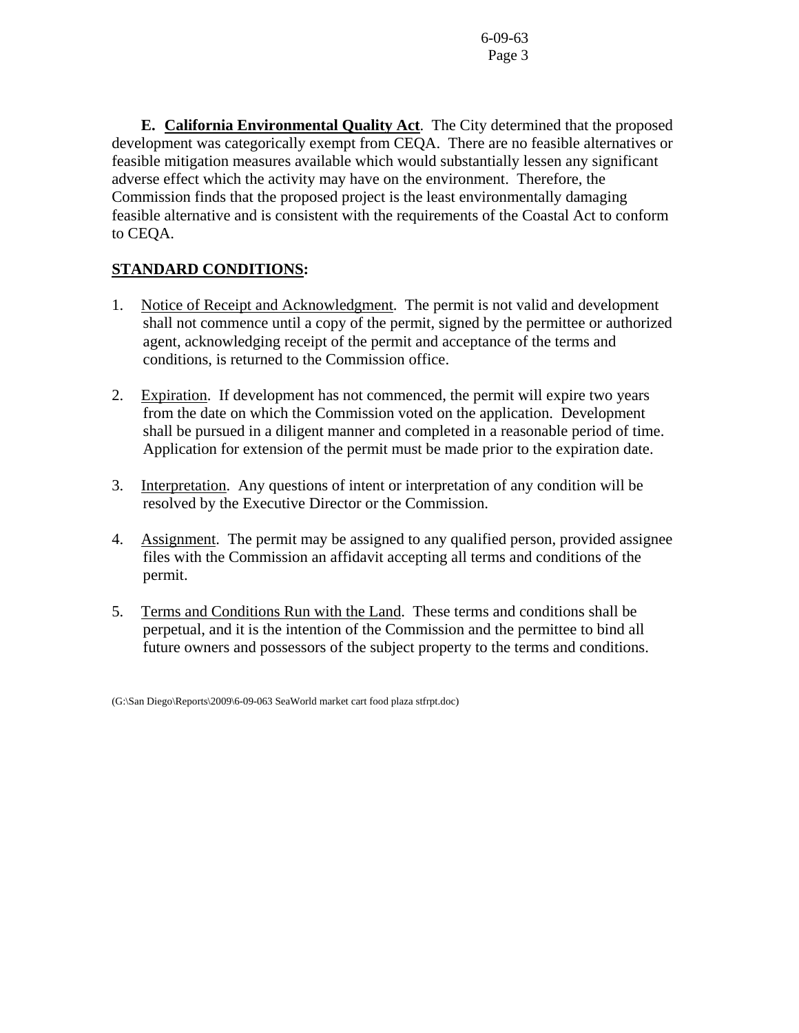**E. California Environmental Quality Act**. The City determined that the proposed development was categorically exempt from CEQA. There are no feasible alternatives or feasible mitigation measures available which would substantially lessen any significant adverse effect which the activity may have on the environment. Therefore, the Commission finds that the proposed project is the least environmentally damaging feasible alternative and is consistent with the requirements of the Coastal Act to conform to CEQA.

**STANDARD CONDITIONS:**

1. Notice of Receipt and Acknowledgment. The permit is not valid and development shall not commence until a copy of the permit, signed by the permittee or authorized agent, acknowledging receipt of the permit and acceptance of the terms and conditions, is returned to the Commission office.

2. Expiration. If development has not commenced, the permit will expire two years from the date on which the Commission voted on the application. Development shall be pursued in a diligent manner and completed in a reasonable period of time. Application for extension of the permit must be made prior to the expiration date.

3. Interpretation. Any questions of intent or interpretation of any condition will be resolved by the Executive Director or the Commission.

4. Assignment. The permit may be assigned to any qualified person, provided assignee files with the Commission an affidavit accepting all terms and conditions of the permit.

5. Terms and Conditions Run with the Land. These terms and conditions shall be perpetual, and it is the intention of the Commission and the permittee to bind all future owners and possessors of the subject property to the terms and conditions.

(G:\San Diego\Reports\2009\6-09-063 SeaWorld market cart food plaza stfrpt.doc)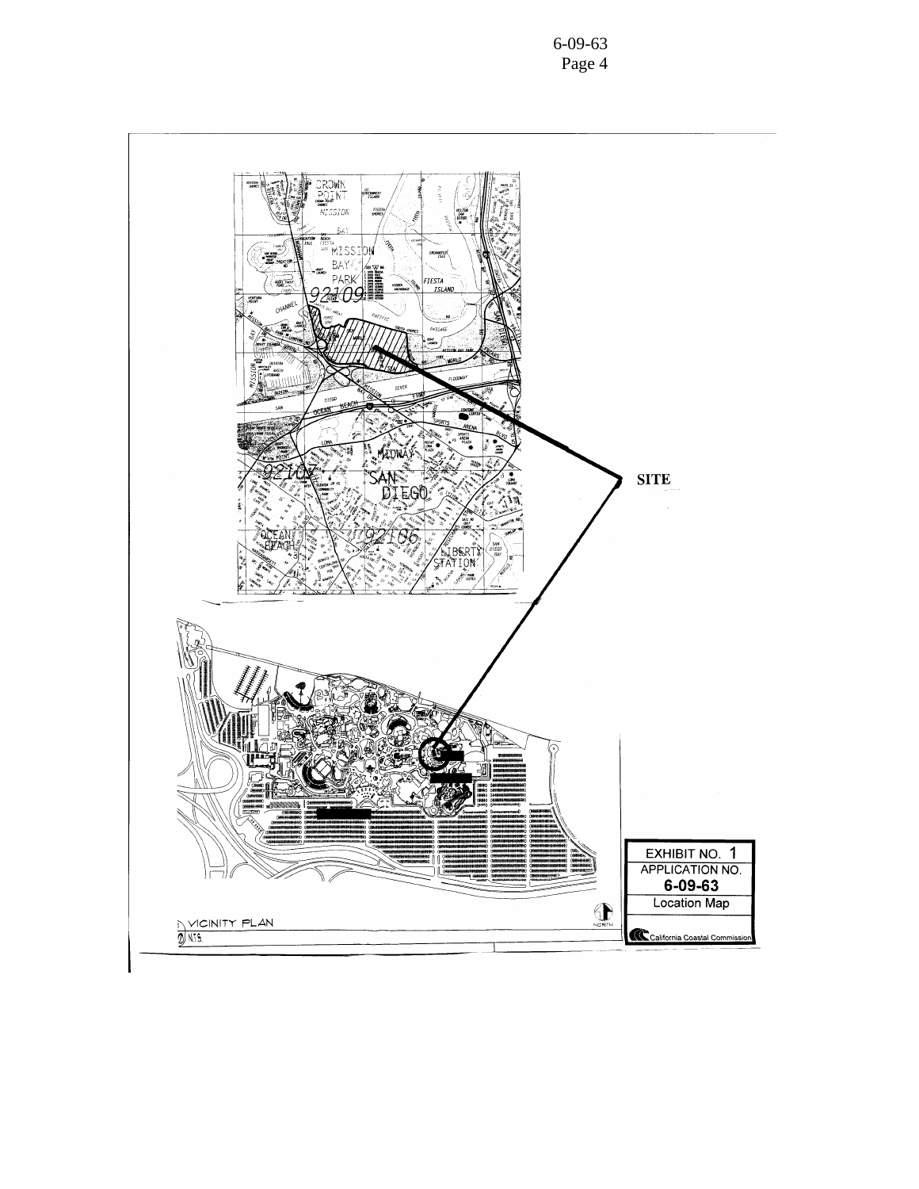SITE

EXHIBIT NO. 1
APPLICATION NO.
**6-09-63**
Location Map

California Coastal Commission

VICINITY PLAN
N.T.S.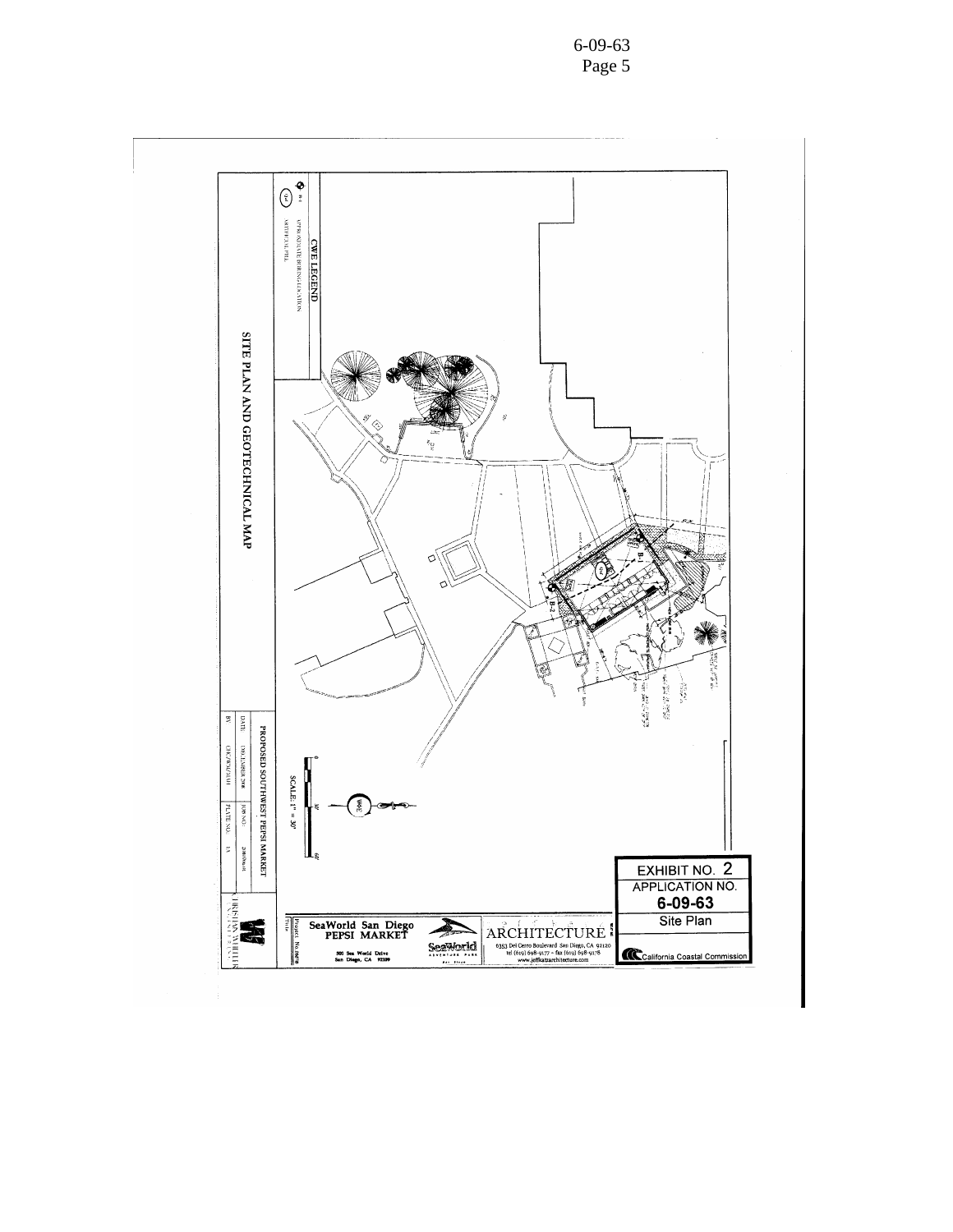CWE LEGEND

B-1 APPROXIMATE BORING LOCATION

Qaf ARTIFICIAL FILL

SITE PLAN AND GEOTECHNICAL MAP

SCALE: 1" = 30'

PROPOSED SOUTHWEST PEPSI MARKET

| | | | |
|---|---|---|---|
| DATE: | DECEMBER 2008 | JOB NO.: | 20080968.01 |
| BY: | | PLATE NO.: | 1A |

SeaWorld San Diego
PEPSI MARKET

500 Sea World Drive
San Diego, CA 92109

ARCHITECTURE

6353 Del Cerro Boulevard San Diego, CA 92120
tel (619) 698-9177 - fax (619) 698-9178
www.jeffkatzarchitecture.com

EXHIBIT NO. 2
APPLICATION NO.
**6-09-63**
Site Plan

California Coastal Commission